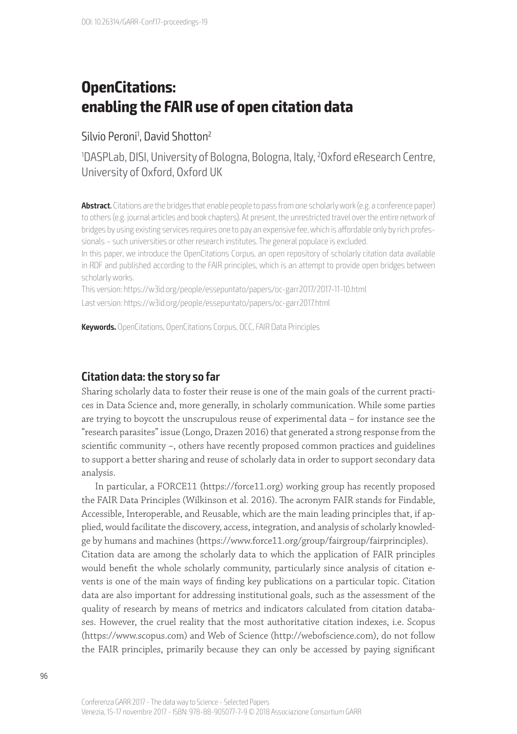# OpenCitations: enabling the FAIR use of open citation data

Silvio Peroni[1], David Shotton[2]

[1]DASPLab, DISI, University of Bologna, Bologna, Italy, [2]Oxford eResearch Centre, University of Oxford, Oxford UK

**Abstract.** Citations are the bridges that enable people to pass from one scholarly work (e.g. a conference paper) to others (e.g. journal articles and book chapters). At present, the unrestricted travel over the entire network of bridges by using existing services requires one to pay an expensive fee, which is affordable only by rich professionals – such universities or other research institutes. The general populace is excluded.

In this paper, we introduce the OpenCitations Corpus, an open repository of scholarly citation data available in RDF and published according to the FAIR principles, which is an attempt to provide open bridges between scholarly works.

This version: https://w3id.org/people/essepuntato/papers/oc-garr2017/2017-11-10.html

Last version: https://w3id.org/people/essepuntato/papers/oc-garr2017.html

**Keywords.** OpenCitations, OpenCitations Corpus, OCC, FAIR Data Principles

## Citation data: the story so far

Sharing scholarly data to foster their reuse is one of the main goals of the current practices in Data Science and, more generally, in scholarly communication. While some parties are trying to boycott the unscrupulous reuse of experimental data – for instance see the "research parasites" issue (Longo, Drazen 2016) that generated a strong response from the scientific community –, others have recently proposed common practices and guidelines to support a better sharing and reuse of scholarly data in order to support secondary data analysis.

In particular, a FORCE11 (https://force11.org) working group has recently proposed the FAIR Data Principles (Wilkinson et al. 2016). The acronym FAIR stands for Findable, Accessible, Interoperable, and Reusable, which are the main leading principles that, if applied, would facilitate the discovery, access, integration, and analysis of scholarly knowledge by humans and machines (https://www.force11.org/group/fairgroup/fairprinciples).

Citation data are among the scholarly data to which the application of FAIR principles would benefit the whole scholarly community, particularly since analysis of citation events is one of the main ways of finding key publications on a particular topic. Citation data are also important for addressing institutional goals, such as the assessment of the quality of research by means of metrics and indicators calculated from citation databases. However, the cruel reality that the most authoritative citation indexes, i.e. Scopus (https://www.scopus.com) and Web of Science (http://webofscience.com), do not follow the FAIR principles, primarily because they can only be accessed by paying significant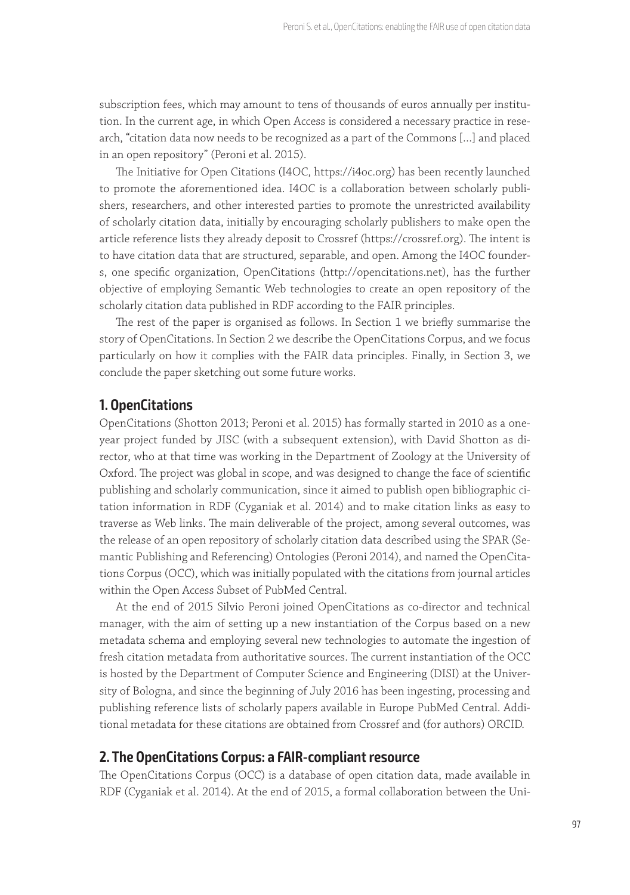subscription fees, which may amount to tens of thousands of euros annually per institution. In the current age, in which Open Access is considered a necessary practice in research, "citation data now needs to be recognized as a part of the Commons […] and placed in an open repository" (Peroni et al. 2015).

The Initiative for Open Citations (I4OC, https://i4oc.org) has been recently launched to promote the aforementioned idea. I4OC is a collaboration between scholarly publishers, researchers, and other interested parties to promote the unrestricted availability of scholarly citation data, initially by encouraging scholarly publishers to make open the article reference lists they already deposit to Crossref (https://crossref.org). The intent is to have citation data that are structured, separable, and open. Among the I4OC founders, one specific organization, OpenCitations (http://opencitations.net), has the further objective of employing Semantic Web technologies to create an open repository of the scholarly citation data published in RDF according to the FAIR principles.

The rest of the paper is organised as follows. In Section 1 we briefly summarise the story of OpenCitations. In Section 2 we describe the OpenCitations Corpus, and we focus particularly on how it complies with the FAIR data principles. Finally, in Section 3, we conclude the paper sketching out some future works.

## 1. OpenCitations

OpenCitations (Shotton 2013; Peroni et al. 2015) has formally started in 2010 as a one-year project funded by JISC (with a subsequent extension), with David Shotton as director, who at that time was working in the Department of Zoology at the University of Oxford. The project was global in scope, and was designed to change the face of scientific publishing and scholarly communication, since it aimed to publish open bibliographic citation information in RDF (Cyganiak et al. 2014) and to make citation links as easy to traverse as Web links. The main deliverable of the project, among several outcomes, was the release of an open repository of scholarly citation data described using the SPAR (Semantic Publishing and Referencing) Ontologies (Peroni 2014), and named the OpenCitations Corpus (OCC), which was initially populated with the citations from journal articles within the Open Access Subset of PubMed Central.

At the end of 2015 Silvio Peroni joined OpenCitations as co-director and technical manager, with the aim of setting up a new instantiation of the Corpus based on a new metadata schema and employing several new technologies to automate the ingestion of fresh citation metadata from authoritative sources. The current instantiation of the OCC is hosted by the Department of Computer Science and Engineering (DISI) at the University of Bologna, and since the beginning of July 2016 has been ingesting, processing and publishing reference lists of scholarly papers available in Europe PubMed Central. Additional metadata for these citations are obtained from Crossref and (for authors) ORCID.

## 2. The OpenCitations Corpus: a FAIR-compliant resource

The OpenCitations Corpus (OCC) is a database of open citation data, made available in RDF (Cyganiak et al. 2014). At the end of 2015, a formal collaboration between the Uni-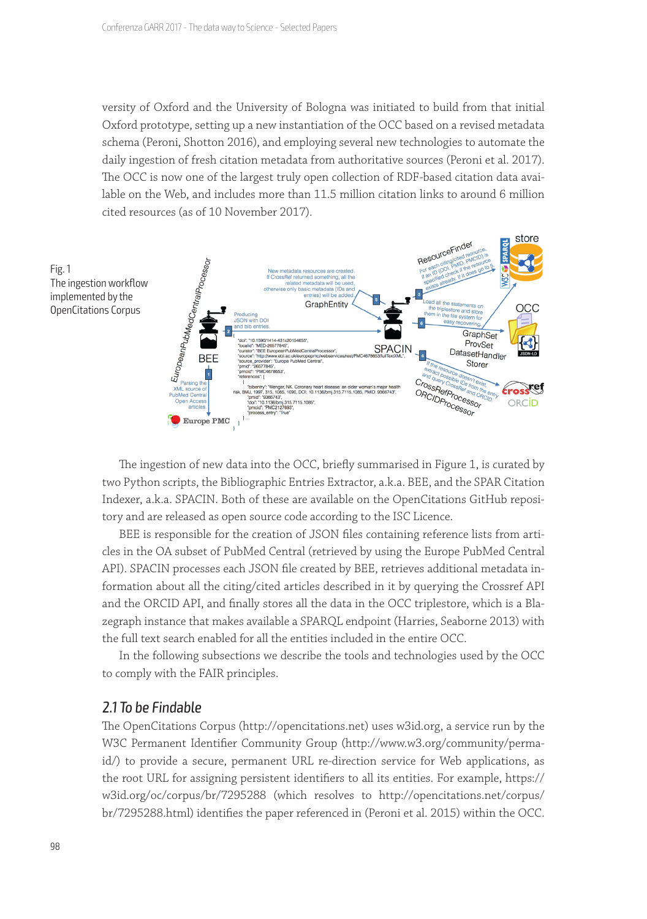versity of Oxford and the University of Bologna was initiated to build from that initial Oxford prototype, setting up a new instantiation of the OCC based on a revised metadata schema (Peroni, Shotton 2016), and employing several new technologies to automate the daily ingestion of fresh citation metadata from authoritative sources (Peroni et al. 2017). The OCC is now one of the largest truly open collection of RDF-based citation data available on the Web, and includes more than 11.5 million citation links to around 6 million cited resources (as of 10 November 2017).

Fig. 1
The ingestion workflow implemented by the OpenCitations Corpus

The ingestion of new data into the OCC, briefly summarised in Figure 1, is curated by two Python scripts, the Bibliographic Entries Extractor, a.k.a. BEE, and the SPAR Citation Indexer, a.k.a. SPACIN. Both of these are available on the OpenCitations GitHub repository and are released as open source code according to the ISC Licence.

BEE is responsible for the creation of JSON files containing reference lists from articles in the OA subset of PubMed Central (retrieved by using the Europe PubMed Central API). SPACIN processes each JSON file created by BEE, retrieves additional metadata information about all the citing/cited articles described in it by querying the Crossref API and the ORCID API, and finally stores all the data in the OCC triplestore, which is a Blazegraph instance that makes available a SPARQL endpoint (Harries, Seaborne 2013) with the full text search enabled for all the entities included in the entire OCC.

In the following subsections we describe the tools and technologies used by the OCC to comply with the FAIR principles.

## 2.1 To be Findable

The OpenCitations Corpus (http://opencitations.net) uses w3id.org, a service run by the W3C Permanent Identifier Community Group (http://www.w3.org/community/perma-id/) to provide a secure, permanent URL re-direction service for Web applications, as the root URL for assigning persistent identifiers to all its entities. For example, https://w3id.org/oc/corpus/br/7295288 (which resolves to http://opencitations.net/corpus/br/7295288.html) identifies the paper referenced in (Peroni et al. 2015) within the OCC.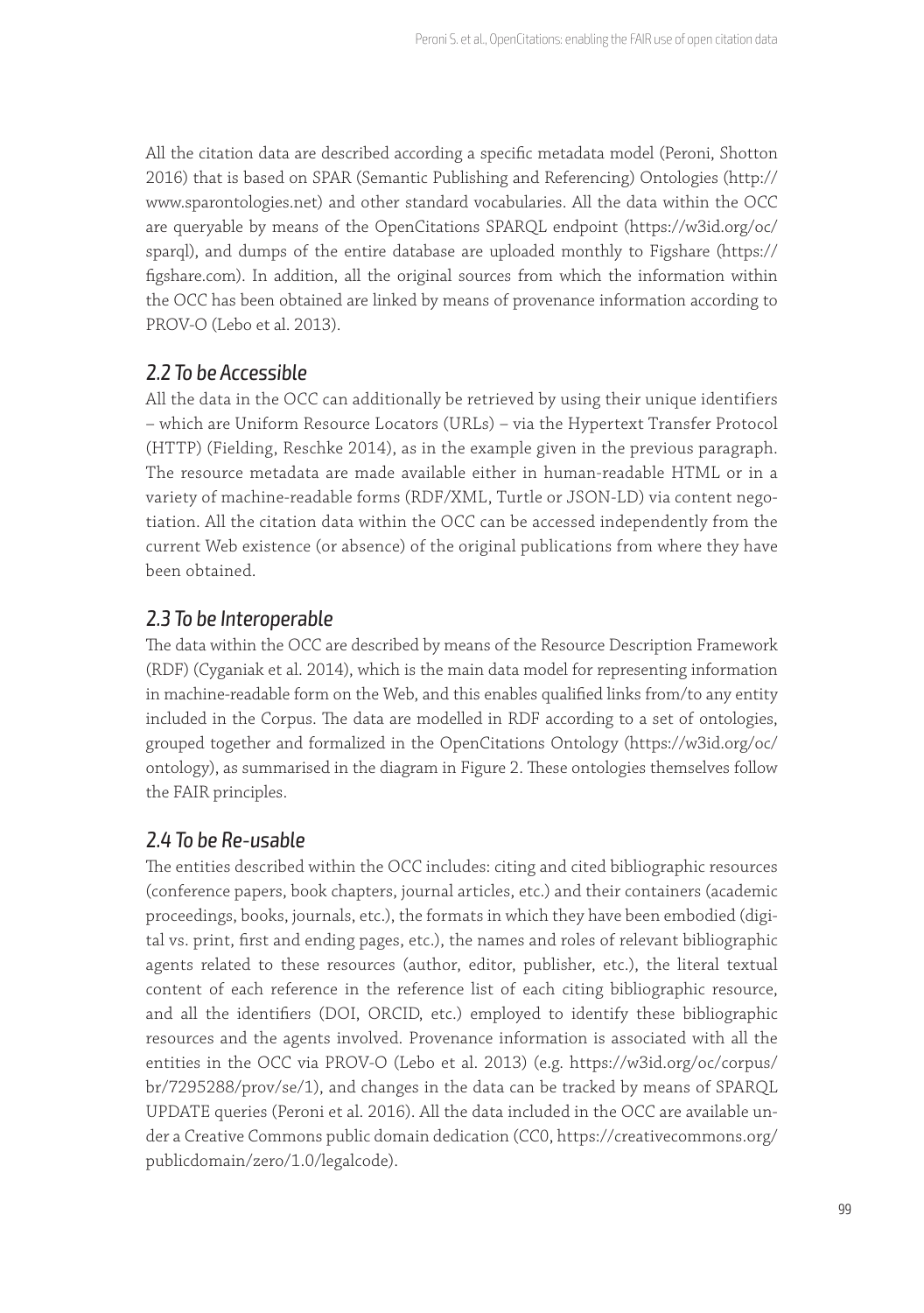All the citation data are described according a specific metadata model (Peroni, Shotton 2016) that is based on SPAR (Semantic Publishing and Referencing) Ontologies (http://www.sparontologies.net) and other standard vocabularies. All the data within the OCC are queryable by means of the OpenCitations SPARQL endpoint (https://w3id.org/oc/sparql), and dumps of the entire database are uploaded monthly to Figshare (https://figshare.com). In addition, all the original sources from which the information within the OCC has been obtained are linked by means of provenance information according to PROV-O (Lebo et al. 2013).

## *2.2 To be Accessible*

All the data in the OCC can additionally be retrieved by using their unique identifiers – which are Uniform Resource Locators (URLs) – via the Hypertext Transfer Protocol (HTTP) (Fielding, Reschke 2014), as in the example given in the previous paragraph. The resource metadata are made available either in human-readable HTML or in a variety of machine-readable forms (RDF/XML, Turtle or JSON-LD) via content negotiation. All the citation data within the OCC can be accessed independently from the current Web existence (or absence) of the original publications from where they have been obtained.

## *2.3 To be Interoperable*

The data within the OCC are described by means of the Resource Description Framework (RDF) (Cyganiak et al. 2014), which is the main data model for representing information in machine-readable form on the Web, and this enables qualified links from/to any entity included in the Corpus. The data are modelled in RDF according to a set of ontologies, grouped together and formalized in the OpenCitations Ontology (https://w3id.org/oc/ontology), as summarised in the diagram in Figure 2. These ontologies themselves follow the FAIR principles.

## *2.4 To be Re-usable*

The entities described within the OCC includes: citing and cited bibliographic resources (conference papers, book chapters, journal articles, etc.) and their containers (academic proceedings, books, journals, etc.), the formats in which they have been embodied (digital vs. print, first and ending pages, etc.), the names and roles of relevant bibliographic agents related to these resources (author, editor, publisher, etc.), the literal textual content of each reference in the reference list of each citing bibliographic resource, and all the identifiers (DOI, ORCID, etc.) employed to identify these bibliographic resources and the agents involved. Provenance information is associated with all the entities in the OCC via PROV-O (Lebo et al. 2013) (e.g. https://w3id.org/oc/corpus/br/7295288/prov/se/1), and changes in the data can be tracked by means of SPARQL UPDATE queries (Peroni et al. 2016). All the data included in the OCC are available under a Creative Commons public domain dedication (CC0, https://creativecommons.org/publicdomain/zero/1.0/legalcode).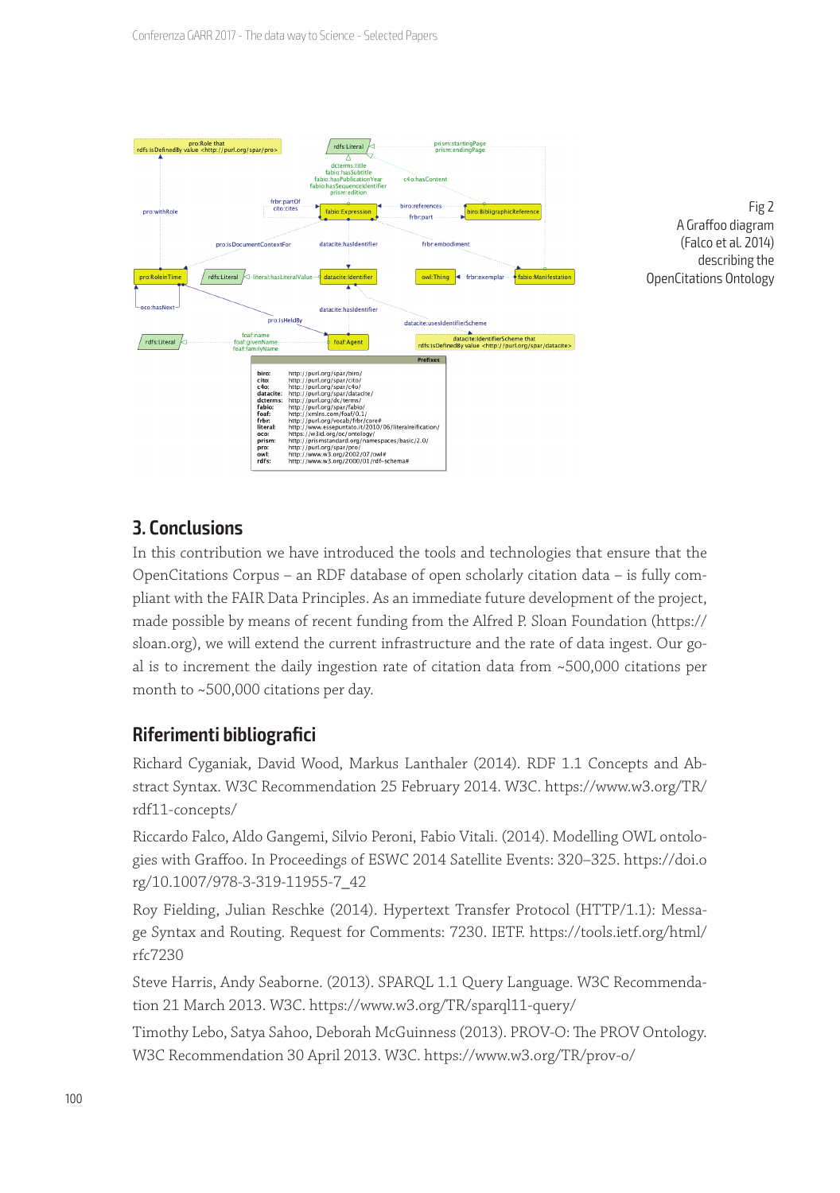Fig 2
A Graffoo diagram (Falco et al. 2014) describing the OpenCitations Ontology

## 3. Conclusions

In this contribution we have introduced the tools and technologies that ensure that the OpenCitations Corpus – an RDF database of open scholarly citation data – is fully compliant with the FAIR Data Principles. As an immediate future development of the project, made possible by means of recent funding from the Alfred P. Sloan Foundation (https://sloan.org), we will extend the current infrastructure and the rate of data ingest. Our goal is to increment the daily ingestion rate of citation data from ~500,000 citations per month to ~500,000 citations per day.

## Riferimenti bibliografici

Richard Cyganiak, David Wood, Markus Lanthaler (2014). RDF 1.1 Concepts and Abstract Syntax. W3C Recommendation 25 February 2014. W3C. https://www.w3.org/TR/rdf11-concepts/

Riccardo Falco, Aldo Gangemi, Silvio Peroni, Fabio Vitali. (2014). Modelling OWL ontologies with Graffoo. In Proceedings of ESWC 2014 Satellite Events: 320–325. https://doi.org/10.1007/978-3-319-11955-7_42

Roy Fielding, Julian Reschke (2014). Hypertext Transfer Protocol (HTTP/1.1): Message Syntax and Routing. Request for Comments: 7230. IETF. https://tools.ietf.org/html/rfc7230

Steve Harris, Andy Seaborne. (2013). SPARQL 1.1 Query Language. W3C Recommendation 21 March 2013. W3C. https://www.w3.org/TR/sparql11-query/

Timothy Lebo, Satya Sahoo, Deborah McGuinness (2013). PROV-O: The PROV Ontology. W3C Recommendation 30 April 2013. W3C. https://www.w3.org/TR/prov-o/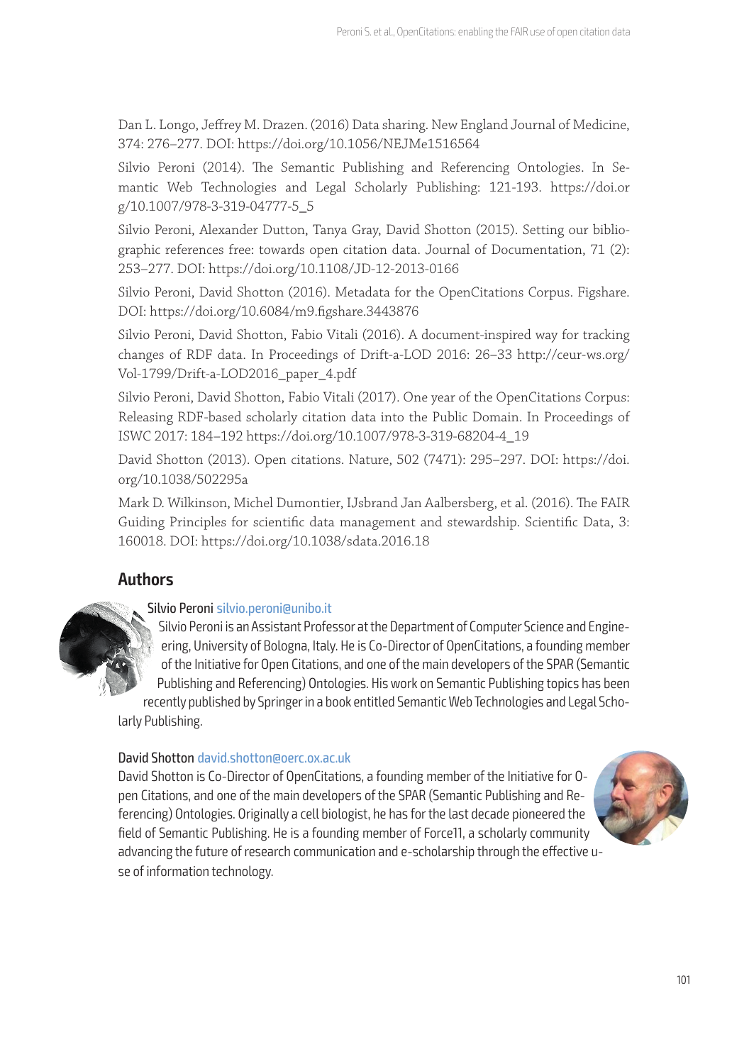Dan L. Longo, Jeffrey M. Drazen. (2016) Data sharing. New England Journal of Medicine, 374: 276–277. DOI: https://doi.org/10.1056/NEJMe1516564

Silvio Peroni (2014). The Semantic Publishing and Referencing Ontologies. In Semantic Web Technologies and Legal Scholarly Publishing: 121-193. https://doi.org/10.1007/978-3-319-04777-5_5

Silvio Peroni, Alexander Dutton, Tanya Gray, David Shotton (2015). Setting our bibliographic references free: towards open citation data. Journal of Documentation, 71 (2): 253–277. DOI: https://doi.org/10.1108/JD-12-2013-0166

Silvio Peroni, David Shotton (2016). Metadata for the OpenCitations Corpus. Figshare. DOI: https://doi.org/10.6084/m9.figshare.3443876

Silvio Peroni, David Shotton, Fabio Vitali (2016). A document-inspired way for tracking changes of RDF data. In Proceedings of Drift-a-LOD 2016: 26–33 http://ceur-ws.org/Vol-1799/Drift-a-LOD2016_paper_4.pdf

Silvio Peroni, David Shotton, Fabio Vitali (2017). One year of the OpenCitations Corpus: Releasing RDF-based scholarly citation data into the Public Domain. In Proceedings of ISWC 2017: 184–192 https://doi.org/10.1007/978-3-319-68204-4_19

David Shotton (2013). Open citations. Nature, 502 (7471): 295–297. DOI: https://doi.org/10.1038/502295a

Mark D. Wilkinson, Michel Dumontier, IJsbrand Jan Aalbersberg, et al. (2016). The FAIR Guiding Principles for scientific data management and stewardship. Scientific Data, 3: 160018. DOI: https://doi.org/10.1038/sdata.2016.18

## Authors

**Silvio Peroni** silvio.peroni@unibo.it

Silvio Peroni is an Assistant Professor at the Department of Computer Science and Engineering, University of Bologna, Italy. He is Co-Director of OpenCitations, a founding member of the Initiative for Open Citations, and one of the main developers of the SPAR (Semantic Publishing and Referencing) Ontologies. His work on Semantic Publishing topics has been recently published by Springer in a book entitled Semantic Web Technologies and Legal Scholarly Publishing.

**David Shotton** david.shotton@oerc.ox.ac.uk

David Shotton is Co-Director of OpenCitations, a founding member of the Initiative for Open Citations, and one of the main developers of the SPAR (Semantic Publishing and Referencing) Ontologies. Originally a cell biologist, he has for the last decade pioneered the field of Semantic Publishing. He is a founding member of Force11, a scholarly community advancing the future of research communication and e-scholarship through the effective use of information technology.